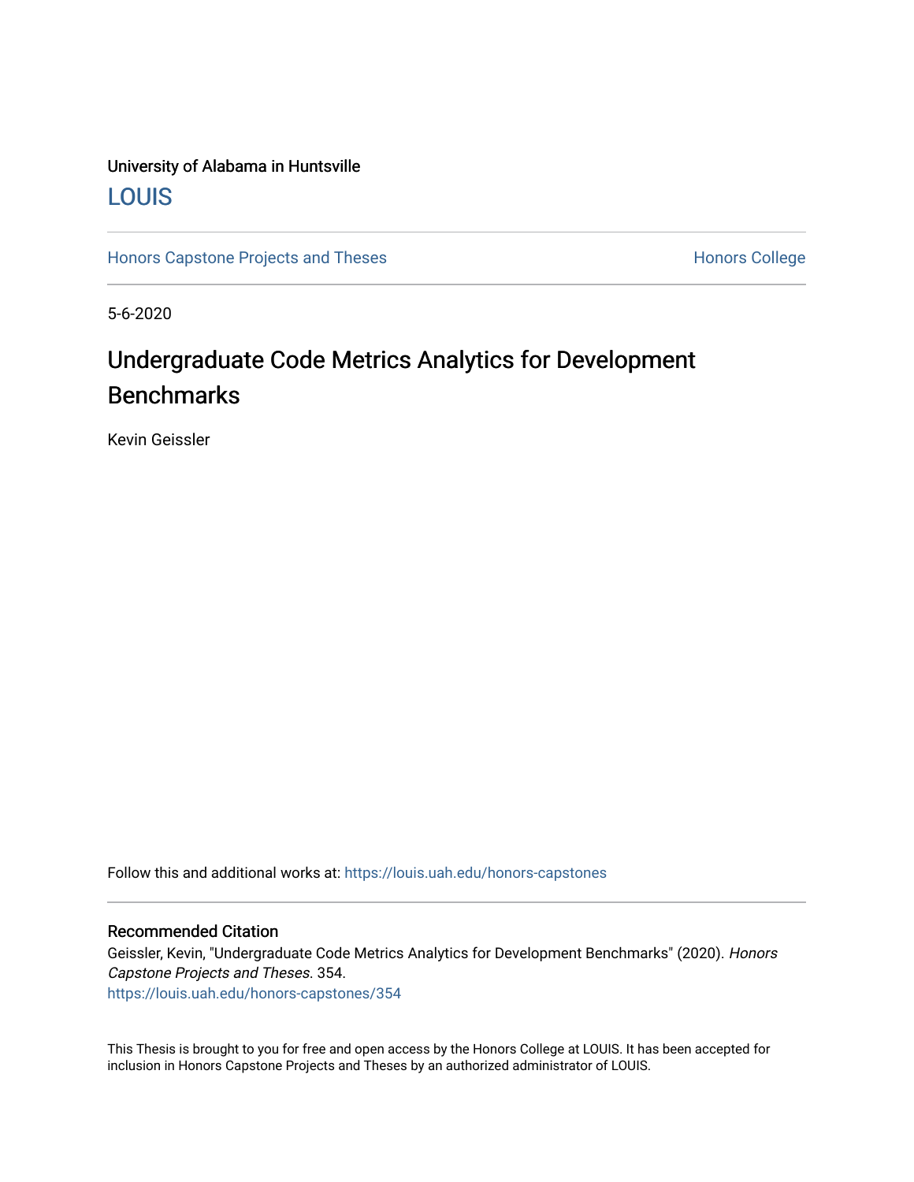University of Alabama in Huntsville

LOUIS

Honors Capstone Projects and Theses

Honors College

5-6-2020

# Undergraduate Code Metrics Analytics for Development Benchmarks

Kevin Geissler

Follow this and additional works at: https://louis.uah.edu/honors-capstones

## Recommended Citation

Geissler, Kevin, "Undergraduate Code Metrics Analytics for Development Benchmarks" (2020). *Honors Capstone Projects and Theses*. 354.
https://louis.uah.edu/honors-capstones/354

This Thesis is brought to you for free and open access by the Honors College at LOUIS. It has been accepted for inclusion in Honors Capstone Projects and Theses by an authorized administrator of LOUIS.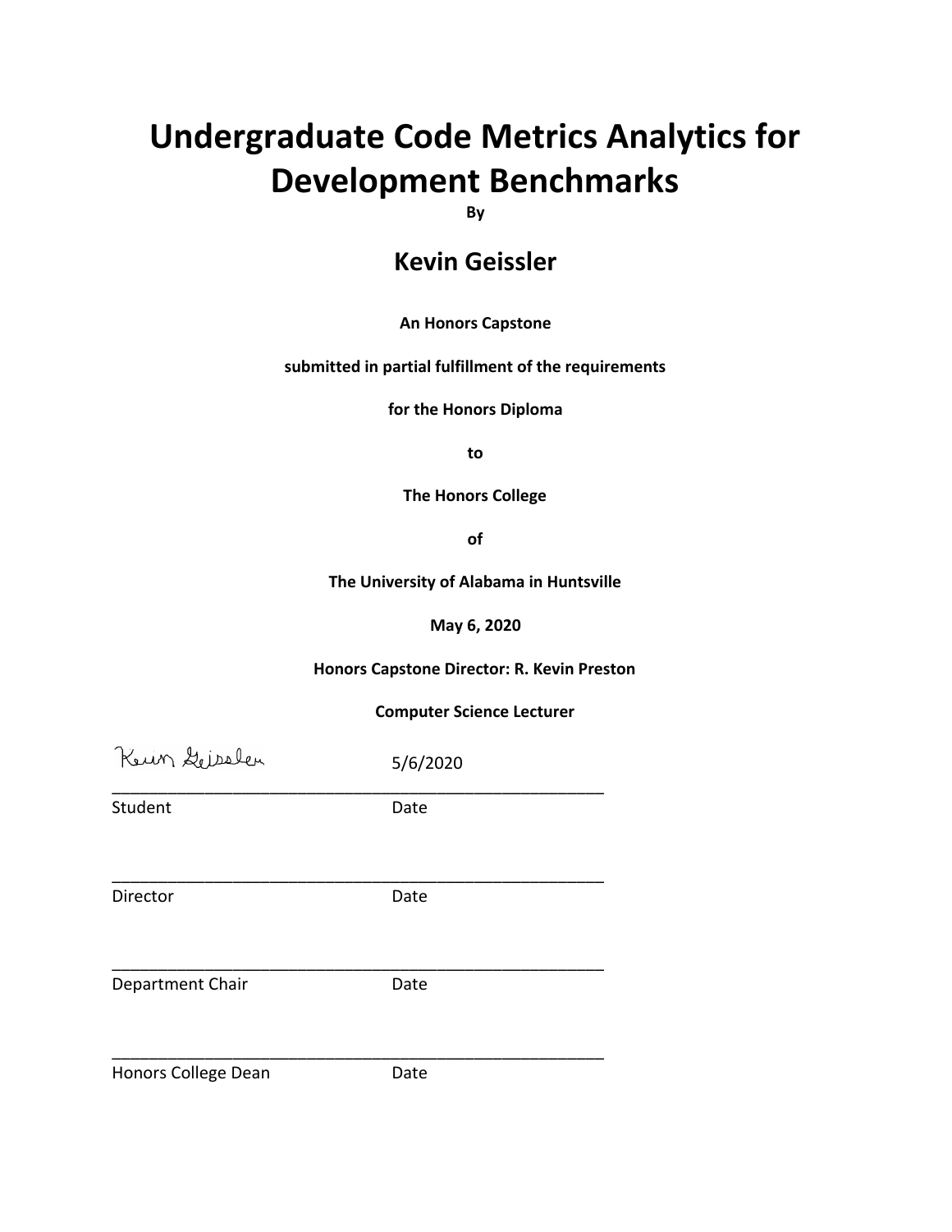# Undergraduate Code Metrics Analytics for Development Benchmarks

**By**

## Kevin Geissler

**An Honors Capstone**

**submitted in partial fulfillment of the requirements**

**for the Honors Diploma**

**to**

**The Honors College**

**of**

**The University of Alabama in Huntsville**

**May 6, 2020**

**Honors Capstone Director: R. Kevin Preston**

**Computer Science Lecturer**

Kevin Geissler 5/6/2020

\_\_\_\_\_\_\_\_\_\_\_\_\_\_\_\_\_\_\_\_\_\_\_\_\_\_\_\_\_\_\_\_\_\_\_\_\_\_\_\_\_\_\_\_\_\_\_\_\_\_\_\_\_\_

Student Date

\_\_\_\_\_\_\_\_\_\_\_\_\_\_\_\_\_\_\_\_\_\_\_\_\_\_\_\_\_\_\_\_\_\_\_\_\_\_\_\_\_\_\_\_\_\_\_\_\_\_\_\_\_\_

Director Date

\_\_\_\_\_\_\_\_\_\_\_\_\_\_\_\_\_\_\_\_\_\_\_\_\_\_\_\_\_\_\_\_\_\_\_\_\_\_\_\_\_\_\_\_\_\_\_\_\_\_\_\_\_\_

Department Chair Date

\_\_\_\_\_\_\_\_\_\_\_\_\_\_\_\_\_\_\_\_\_\_\_\_\_\_\_\_\_\_\_\_\_\_\_\_\_\_\_\_\_\_\_\_\_\_\_\_\_\_\_\_\_\_

Honors College Dean Date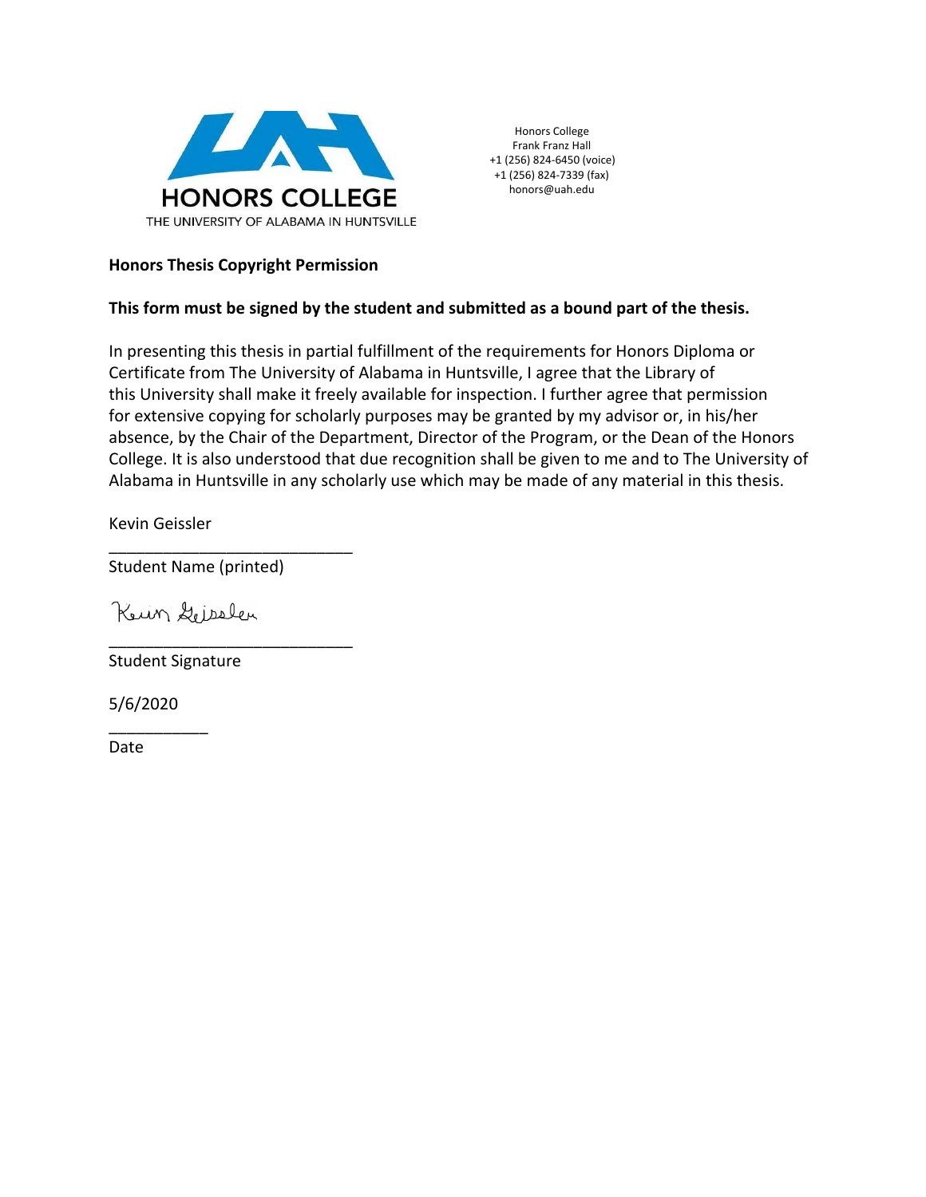HONORS COLLEGE
THE UNIVERSITY OF ALABAMA IN HUNTSVILLE

Honors College
Frank Franz Hall
+1 (256) 824-6450 (voice)
+1 (256) 824-7339 (fax)
honors@uah.edu

**Honors Thesis Copyright Permission**

**This form must be signed by the student and submitted as a bound part of the thesis.**

In presenting this thesis in partial fulfillment of the requirements for Honors Diploma or Certificate from The University of Alabama in Huntsville, I agree that the Library of this University shall make it freely available for inspection. I further agree that permission for extensive copying for scholarly purposes may be granted by my advisor or, in his/her absence, by the Chair of the Department, Director of the Program, or the Dean of the Honors College. It is also understood that due recognition shall be given to me and to The University of Alabama in Huntsville in any scholarly use which may be made of any material in this thesis.

Kevin Geissler
\_\_\_\_\_\_\_\_\_\_\_\_\_\_\_\_\_\_\_\_\_\_\_\_\_\_
Student Name (printed)

Kevin Geissler
\_\_\_\_\_\_\_\_\_\_\_\_\_\_\_\_\_\_\_\_\_\_\_\_\_\_
Student Signature

5/6/2020
\_\_\_\_\_\_\_\_\_\_\_
Date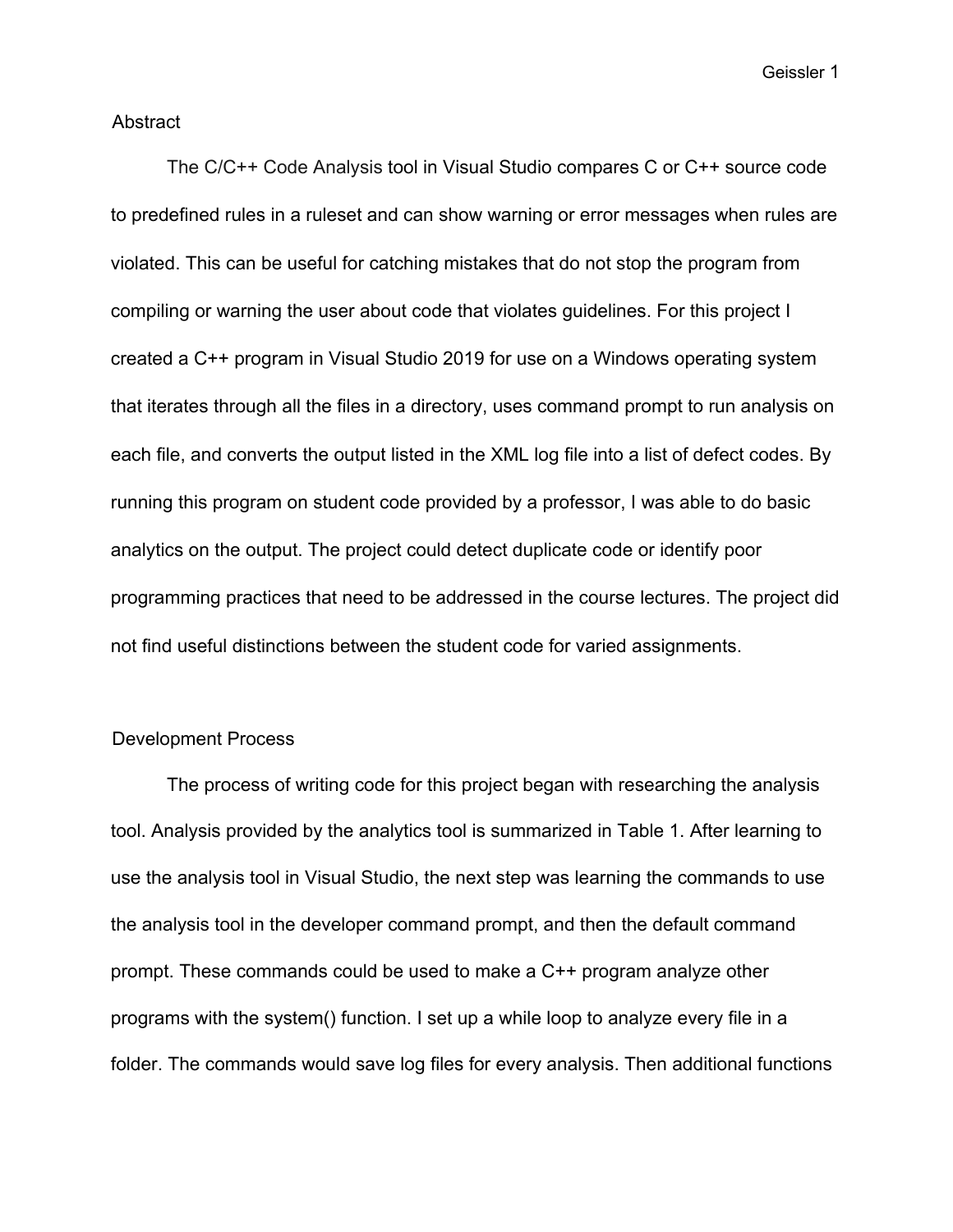## Abstract

The C/C++ Code Analysis tool in Visual Studio compares C or C++ source code to predefined rules in a ruleset and can show warning or error messages when rules are violated. This can be useful for catching mistakes that do not stop the program from compiling or warning the user about code that violates guidelines. For this project I created a C++ program in Visual Studio 2019 for use on a Windows operating system that iterates through all the files in a directory, uses command prompt to run analysis on each file, and converts the output listed in the XML log file into a list of defect codes. By running this program on student code provided by a professor, I was able to do basic analytics on the output. The project could detect duplicate code or identify poor programming practices that need to be addressed in the course lectures. The project did not find useful distinctions between the student code for varied assignments.

## Development Process

The process of writing code for this project began with researching the analysis tool. Analysis provided by the analytics tool is summarized in Table 1. After learning to use the analysis tool in Visual Studio, the next step was learning the commands to use the analysis tool in the developer command prompt, and then the default command prompt. These commands could be used to make a C++ program analyze other programs with the system() function. I set up a while loop to analyze every file in a folder. The commands would save log files for every analysis. Then additional functions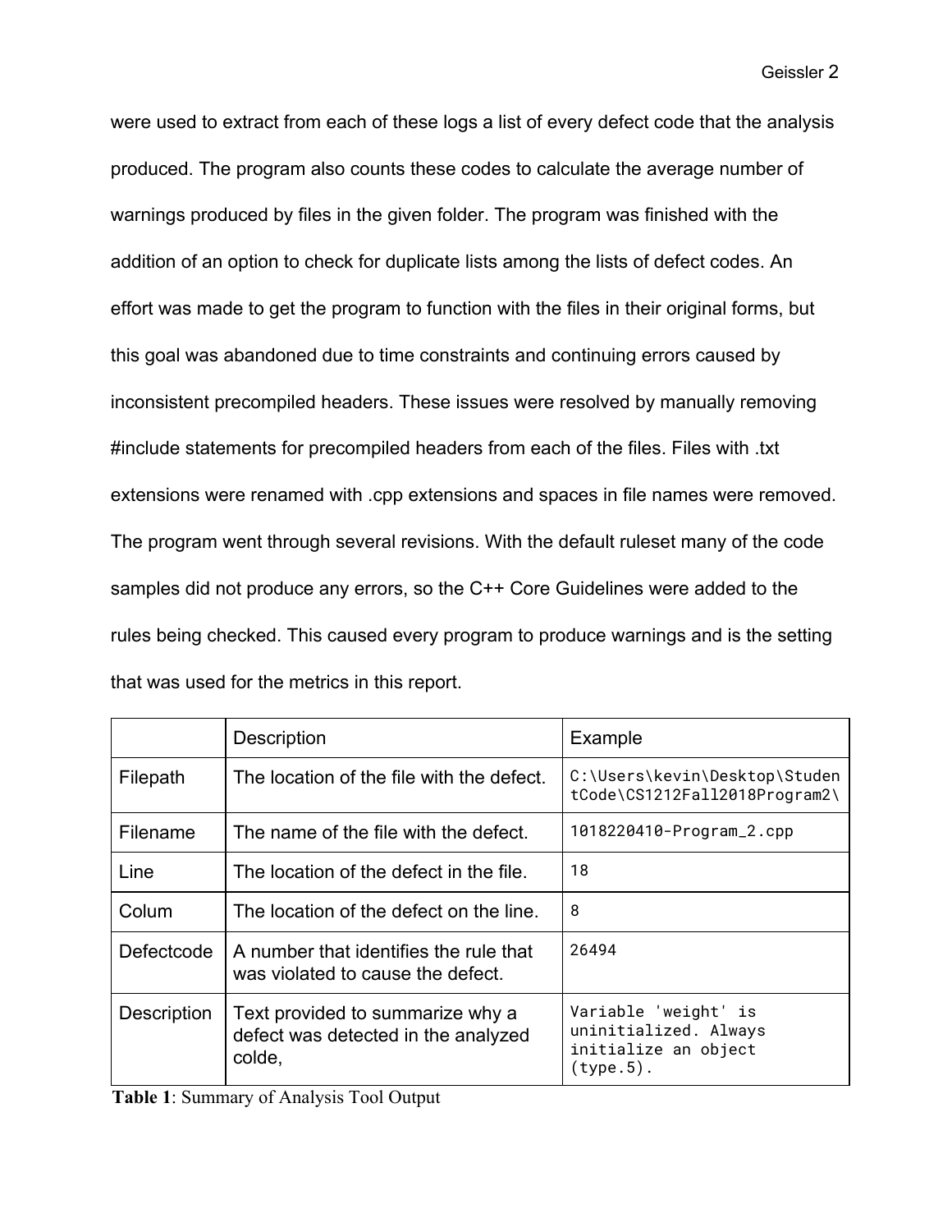were used to extract from each of these logs a list of every defect code that the analysis produced. The program also counts these codes to calculate the average number of warnings produced by files in the given folder. The program was finished with the addition of an option to check for duplicate lists among the lists of defect codes. An effort was made to get the program to function with the files in their original forms, but this goal was abandoned due to time constraints and continuing errors caused by inconsistent precompiled headers. These issues were resolved by manually removing #include statements for precompiled headers from each of the files. Files with .txt extensions were renamed with .cpp extensions and spaces in file names were removed. The program went through several revisions. With the default ruleset many of the code samples did not produce any errors, so the C++ Core Guidelines were added to the rules being checked. This caused every program to produce warnings and is the setting that was used for the metrics in this report.

| | Description | Example |
|---|---|---|
| Filepath | The location of the file with the defect. | `C:\Users\kevin\Desktop\StudentCode\CS1212Fall2018Program2\` |
| Filename | The name of the file with the defect. | `1018220410-Program_2.cpp` |
| Line | The location of the defect in the file. | `18` |
| Colum | The location of the defect on the line. | `8` |
| Defectcode | A number that identifies the rule that was violated to cause the defect. | `26494` |
| Description | Text provided to summarize why a defect was detected in the analyzed colde, | `Variable 'weight' is uninitialized. Always initialize an object (type.5).` |

**Table 1**: Summary of Analysis Tool Output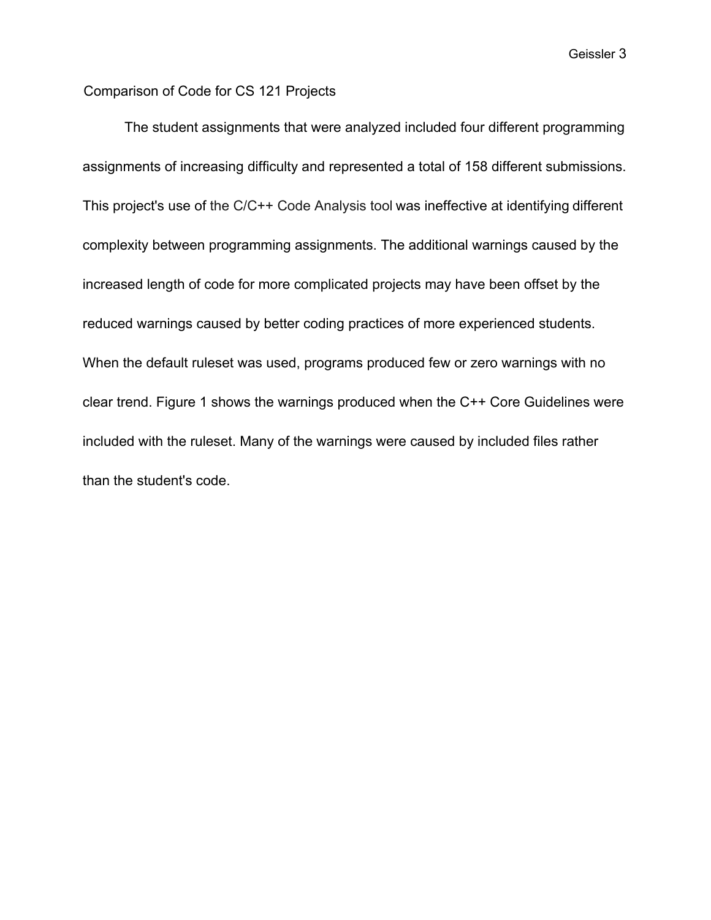## Comparison of Code for CS 121 Projects

The student assignments that were analyzed included four different programming assignments of increasing difficulty and represented a total of 158 different submissions. This project's use of the C/C++ Code Analysis tool was ineffective at identifying different complexity between programming assignments. The additional warnings caused by the increased length of code for more complicated projects may have been offset by the reduced warnings caused by better coding practices of more experienced students. When the default ruleset was used, programs produced few or zero warnings with no clear trend. Figure 1 shows the warnings produced when the C++ Core Guidelines were included with the ruleset. Many of the warnings were caused by included files rather than the student's code.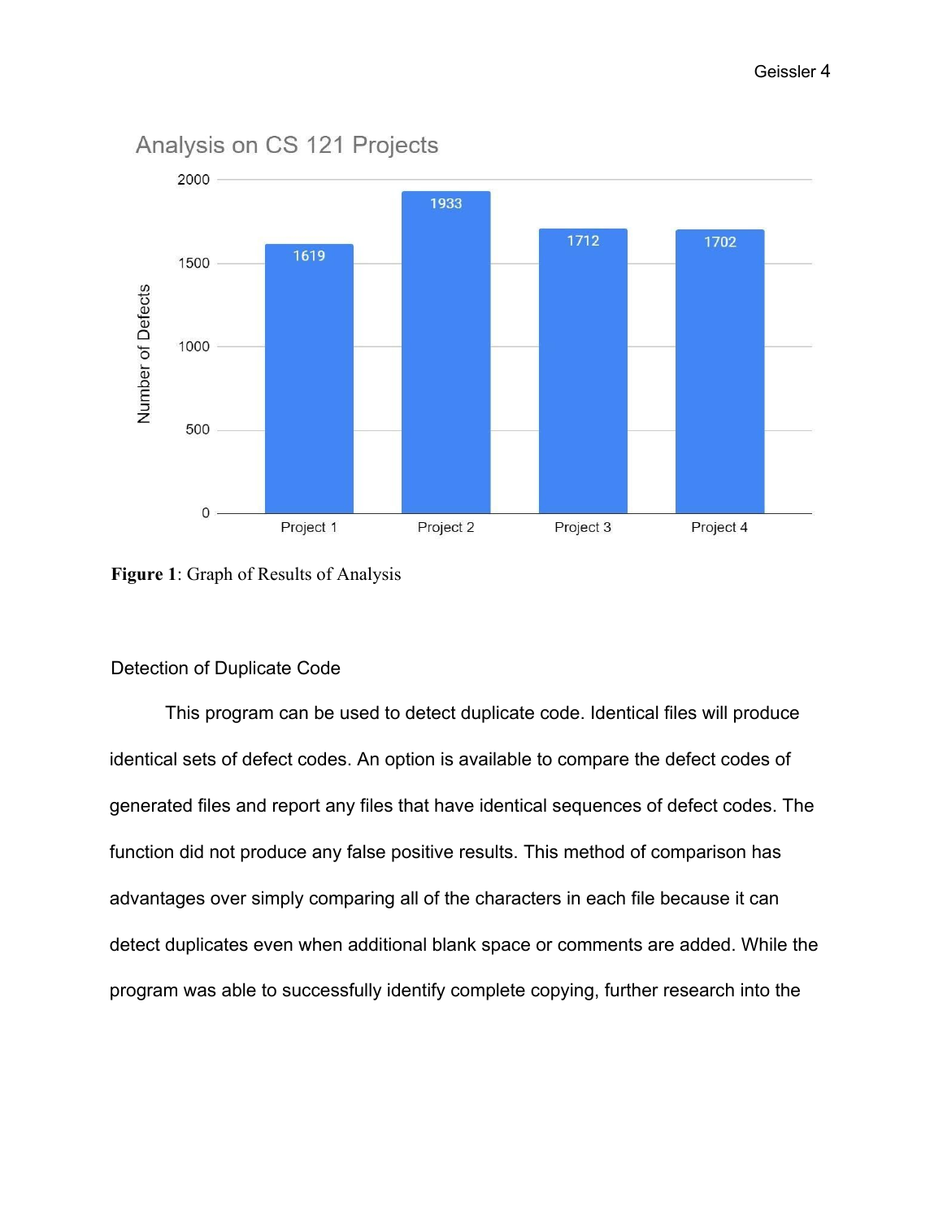**Analysis on CS 121 Projects**

| Project | Number of Defects |
| --- | --- |
| Project 1 | 1619 |
| Project 2 | 1933 |
| Project 3 | 1712 |
| Project 4 | 1702 |

**Figure 1**: Graph of Results of Analysis

## Detection of Duplicate Code

This program can be used to detect duplicate code. Identical files will produce identical sets of defect codes. An option is available to compare the defect codes of generated files and report any files that have identical sequences of defect codes. The function did not produce any false positive results. This method of comparison has advantages over simply comparing all of the characters in each file because it can detect duplicates even when additional blank space or comments are added. While the program was able to successfully identify complete copying, further research into the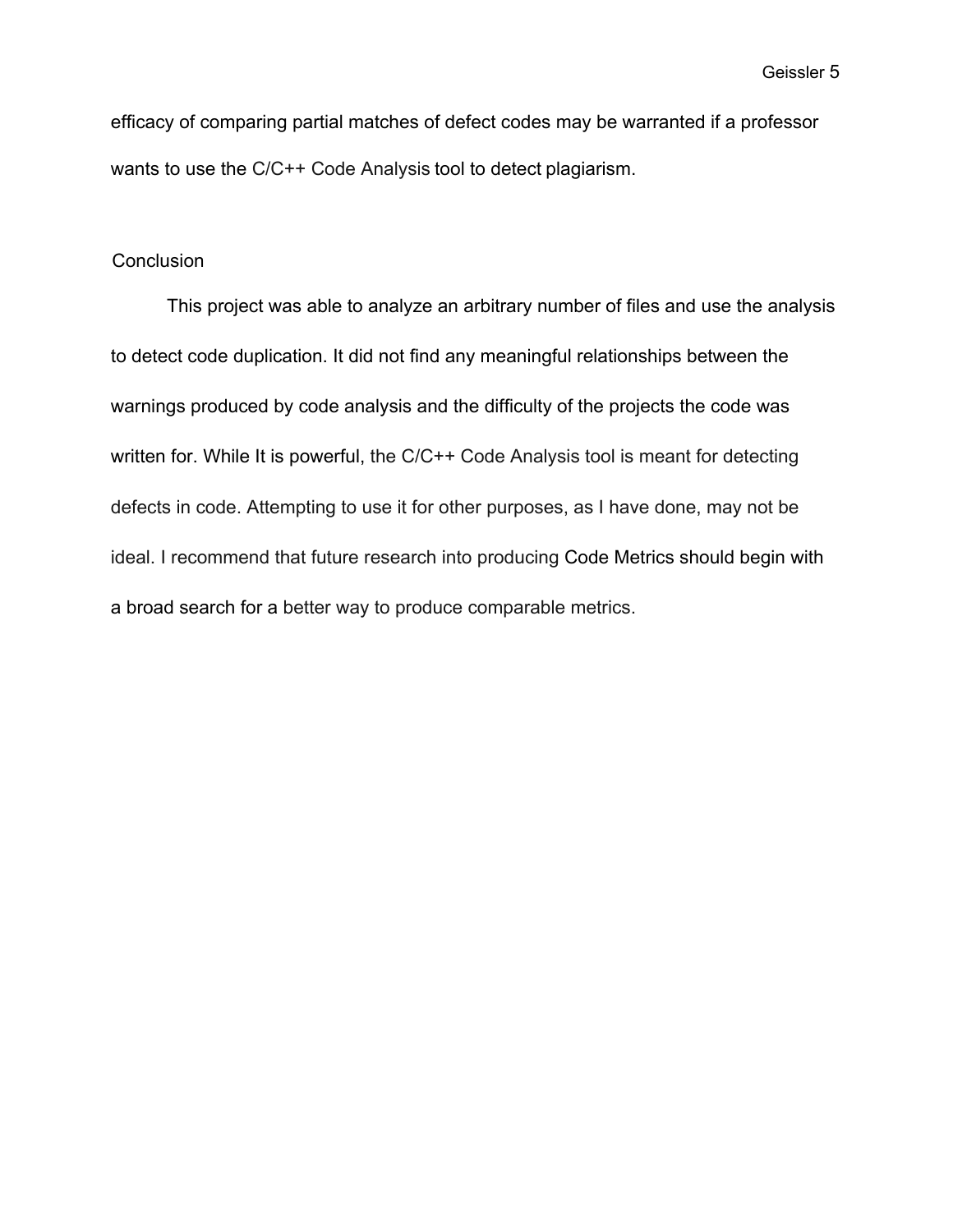efficacy of comparing partial matches of defect codes may be warranted if a professor wants to use the C/C++ Code Analysis tool to detect plagiarism.

## Conclusion

This project was able to analyze an arbitrary number of files and use the analysis to detect code duplication. It did not find any meaningful relationships between the warnings produced by code analysis and the difficulty of the projects the code was written for. While It is powerful, the C/C++ Code Analysis tool is meant for detecting defects in code. Attempting to use it for other purposes, as I have done, may not be ideal. I recommend that future research into producing Code Metrics should begin with a broad search for a better way to produce comparable metrics.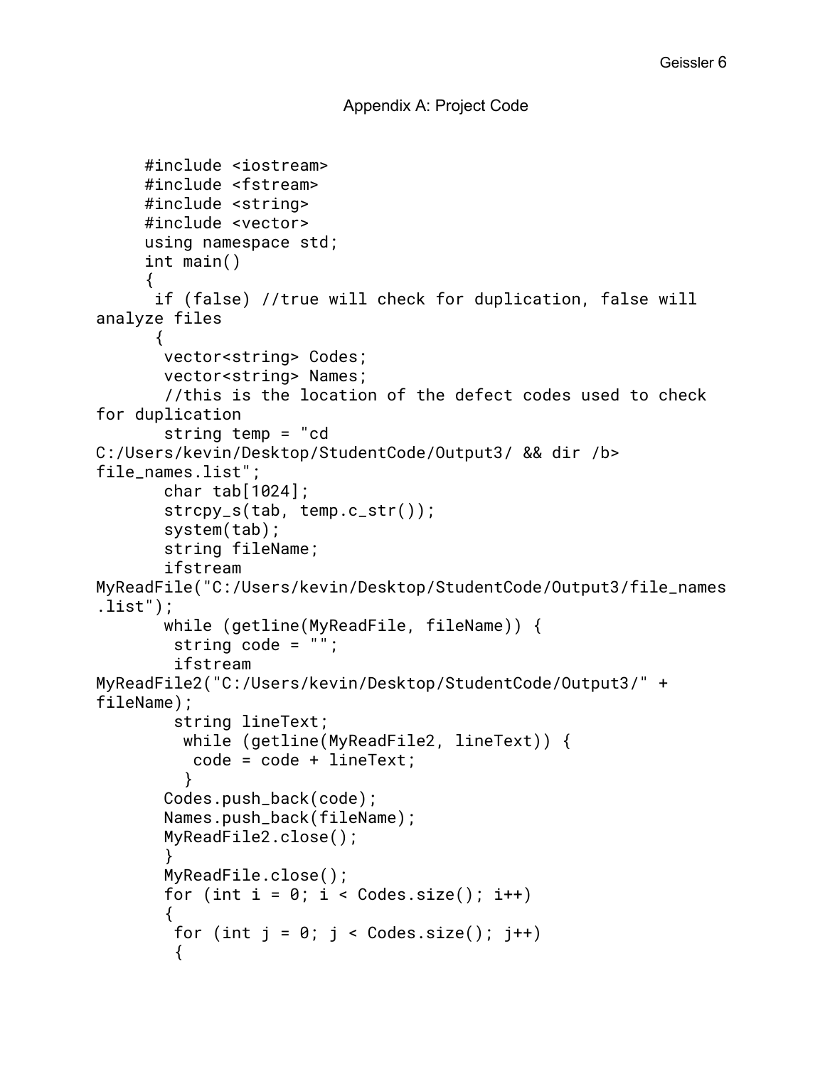Appendix A: Project Code

```
#include <iostream>
#include <fstream>
#include <string>
#include <vector>
using namespace std;
int main()
{
 if (false) //true will check for duplication, false will analyze files
 {
  vector<string> Codes;
  vector<string> Names;
  //this is the location of the defect codes used to check for duplication
  string temp = "cd C:/Users/kevin/Desktop/StudentCode/Output3/ && dir /b> file_names.list";
  char tab[1024];
  strcpy_s(tab, temp.c_str());
  system(tab);
  string fileName;
  ifstream MyReadFile("C:/Users/kevin/Desktop/StudentCode/Output3/file_names.list");
  while (getline(MyReadFile, fileName)) {
   string code = "";
   ifstream MyReadFile2("C:/Users/kevin/Desktop/StudentCode/Output3/" + fileName);
   string lineText;
    while (getline(MyReadFile2, lineText)) {
     code = code + lineText;
    }
  Codes.push_back(code);
  Names.push_back(fileName);
  MyReadFile2.close();
  }
  MyReadFile.close();
  for (int i = 0; i < Codes.size(); i++)
  {
   for (int j = 0; j < Codes.size(); j++)
   {
```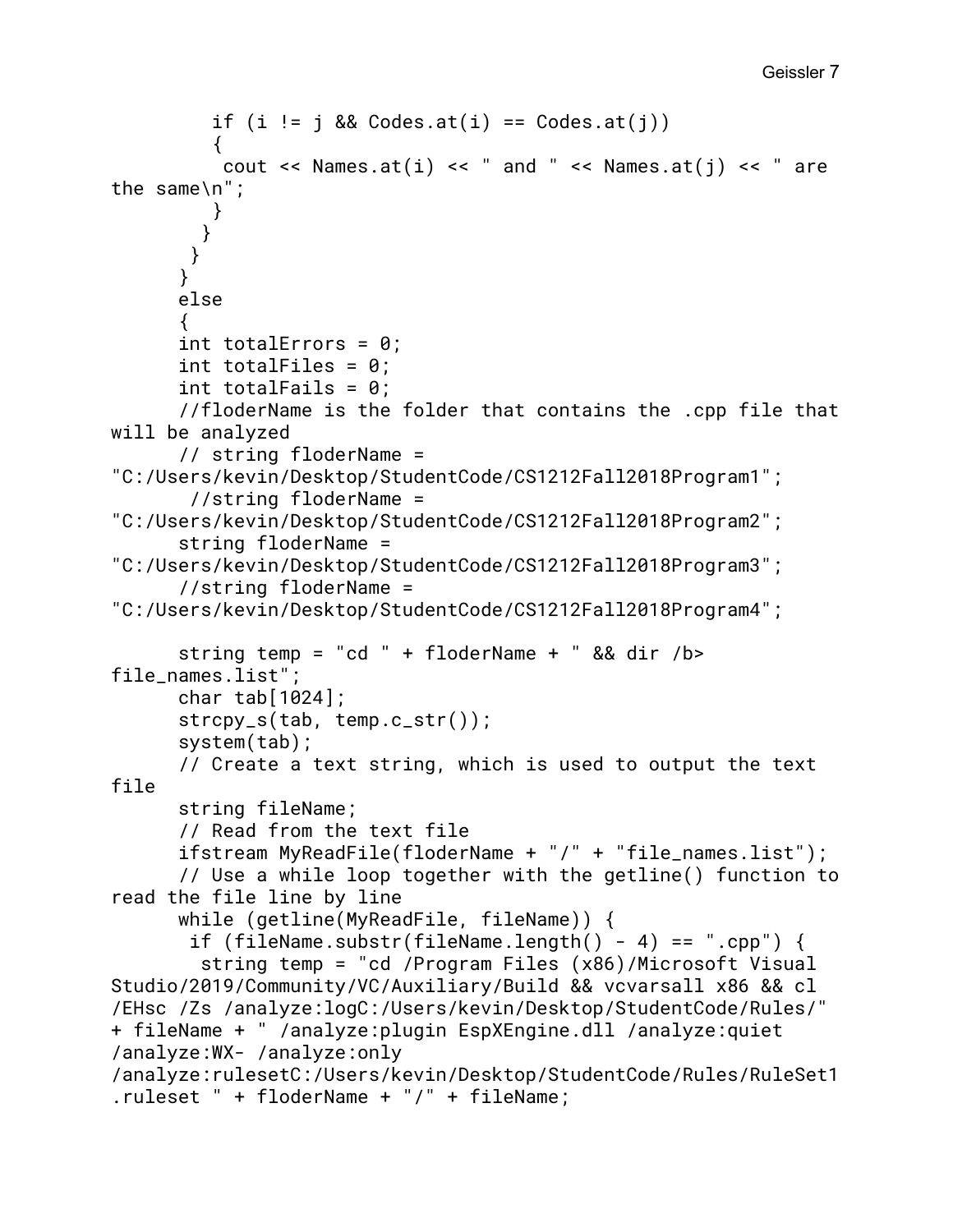```
        if (i != j && Codes.at(i) == Codes.at(j))
        {
         cout << Names.at(i) << " and " << Names.at(j) << " are the same\n";
        }
       }
      }
     }
     else
     {
     int totalErrors = 0;
     int totalFiles = 0;
     int totalFails = 0;
     //floderName is the folder that contains the .cpp file that will be analyzed
     // string floderName = "C:/Users/kevin/Desktop/StudentCode/CS1212Fall2018Program1";
      //string floderName = "C:/Users/kevin/Desktop/StudentCode/CS1212Fall2018Program2";
     string floderName = "C:/Users/kevin/Desktop/StudentCode/CS1212Fall2018Program3";
     //string floderName = "C:/Users/kevin/Desktop/StudentCode/CS1212Fall2018Program4";

     string temp = "cd " + floderName + " && dir /b> file_names.list";
     char tab[1024];
     strcpy_s(tab, temp.c_str());
     system(tab);
     // Create a text string, which is used to output the text file
     string fileName;
     // Read from the text file
     ifstream MyReadFile(floderName + "/" + "file_names.list");
     // Use a while loop together with the getline() function to read the file line by line
     while (getline(MyReadFile, fileName)) {
      if (fileName.substr(fileName.length() - 4) == ".cpp") {
       string temp = "cd /Program Files (x86)/Microsoft Visual Studio/2019/Community/VC/Auxiliary/Build && vcvarsall x86 && cl /EHsc /Zs /analyze:logC:/Users/kevin/Desktop/StudentCode/Rules/" + fileName + " /analyze:plugin EspXEngine.dll /analyze:quiet /analyze:WX- /analyze:only /analyze:rulesetC:/Users/kevin/Desktop/StudentCode/Rules/RuleSet1.ruleset " + floderName + "/" + fileName;
```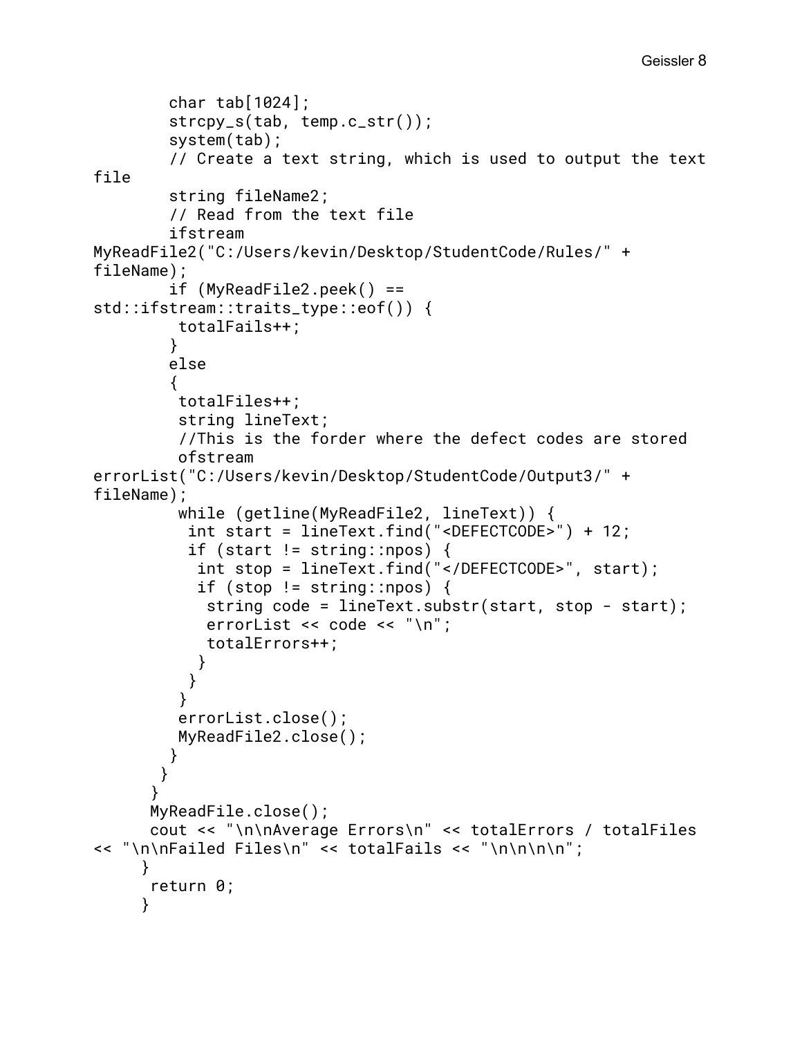```
        char tab[1024];
        strcpy_s(tab, temp.c_str());
        system(tab);
        // Create a text string, which is used to output the text file
        string fileName2;
        // Read from the text file
        ifstream MyReadFile2("C:/Users/kevin/Desktop/StudentCode/Rules/" + fileName);
        if (MyReadFile2.peek() == std::ifstream::traits_type::eof()) {
         totalFails++;
        }
        else
        {
         totalFiles++;
         string lineText;
         //This is the forder where the defect codes are stored
         ofstream errorList("C:/Users/kevin/Desktop/StudentCode/Output3/" + fileName);
         while (getline(MyReadFile2, lineText)) {
          int start = lineText.find("<DEFECTCODE>") + 12;
          if (start != string::npos) {
           int stop = lineText.find("</DEFECTCODE>", start);
           if (stop != string::npos) {
            string code = lineText.substr(start, stop - start);
            errorList << code << "\n";
            totalErrors++;
           }
          }
         }
         errorList.close();
         MyReadFile2.close();
        }
       }
      }
      MyReadFile.close();
      cout << "\n\nAverage Errors\n" << totalErrors / totalFiles << "\n\nFailed Files\n" << totalFails << "\n\n\n\n";
     }
      return 0;
     }
```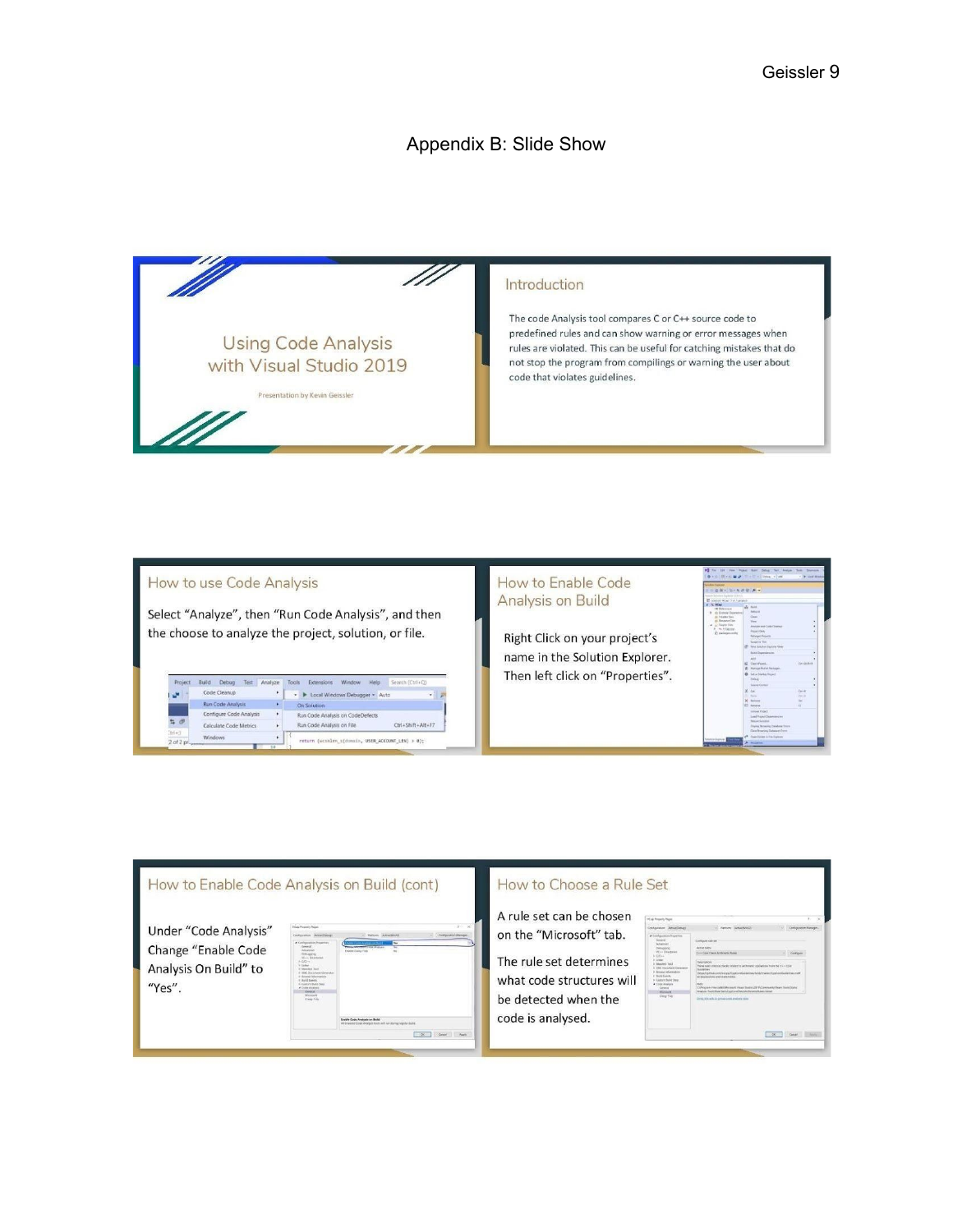# Appendix B: Slide Show

## Using Code Analysis with Visual Studio 2019

Presentation by Kevin Geissler

## Introduction

The code Analysis tool compares C or C++ source code to predefined rules and can show warning or error messages when rules are violated. This can be useful for catching mistakes that do not stop the program from compilings or warning the user about code that violates guidelines.

## How to use Code Analysis

Select "Analyze", then "Run Code Analysis", and then the choose to analyze the project, solution, or file.

## How to Enable Code Analysis on Build

Right Click on your project's name in the Solution Explorer. Then left click on "Properties".

## How to Enable Code Analysis on Build (cont)

Under "Code Analysis" Change "Enable Code Analysis On Build" to "Yes".

## How to Choose a Rule Set

A rule set can be chosen on the "Microsoft" tab.

The rule set determines what code structures will be detected when the code is analysed.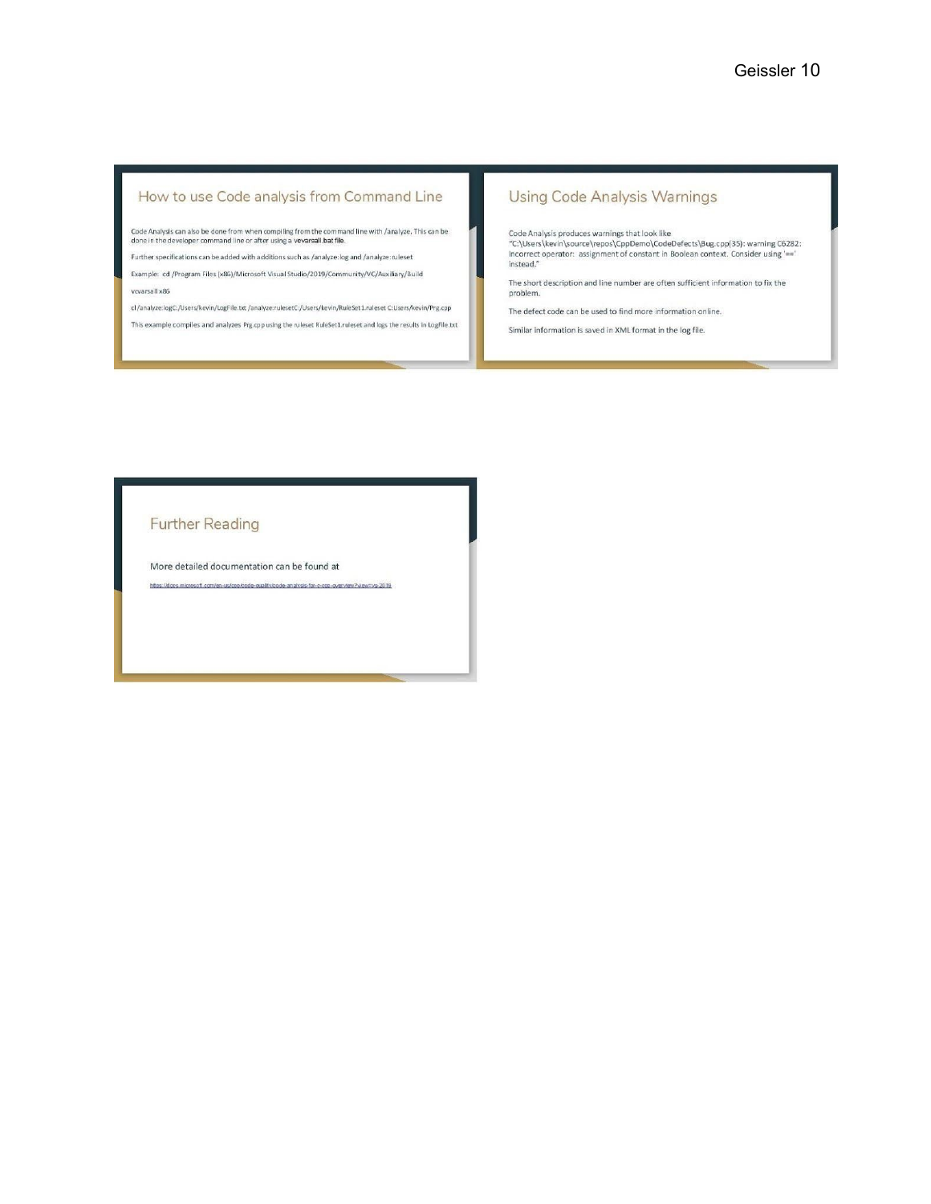## How to use Code analysis from Command Line

Code Analysis can also be done from when compiling from the command line with /analyze. This can be done in the developer command line or after using a vcvarsall.bat file.

Further specifications can be added with additions such as /analyze:log and /analyze:ruleset

Example: cd /Program Files (x86)/Microsoft Visual Studio/2019/Community/VC/Auxiliary/Build

vcvarsall x86

cl /analyze:logC:/Users/kevin/LogFile.txt /analyze:rulesetC:/Users/kevin/RuleSet1.ruleset C:Users/kevin/Prg.cpp

This example compiles and analyzes Prg.cpp using the ruleset RuleSet1.ruleset and logs the results in LogFile.txt

## Using Code Analysis Warnings

Code Analysis produces warnings that look like "C:\Users\kevin\source\repos\CppDemo\CodeDefects\Bug.cpp(35): warning C6282: Incorrect operator: assignment of constant in Boolean context. Consider using '==' instead."

The short description and line number are often sufficient information to fix the problem.

The defect code can be used to find more information online.

Similar information is saved in XML format in the log file.

## Further Reading

More detailed documentation can be found at

https://docs.microsoft.com/en-us/cpp/code-quality/code-analysis-for-c-cpp-overview?view=vs-2019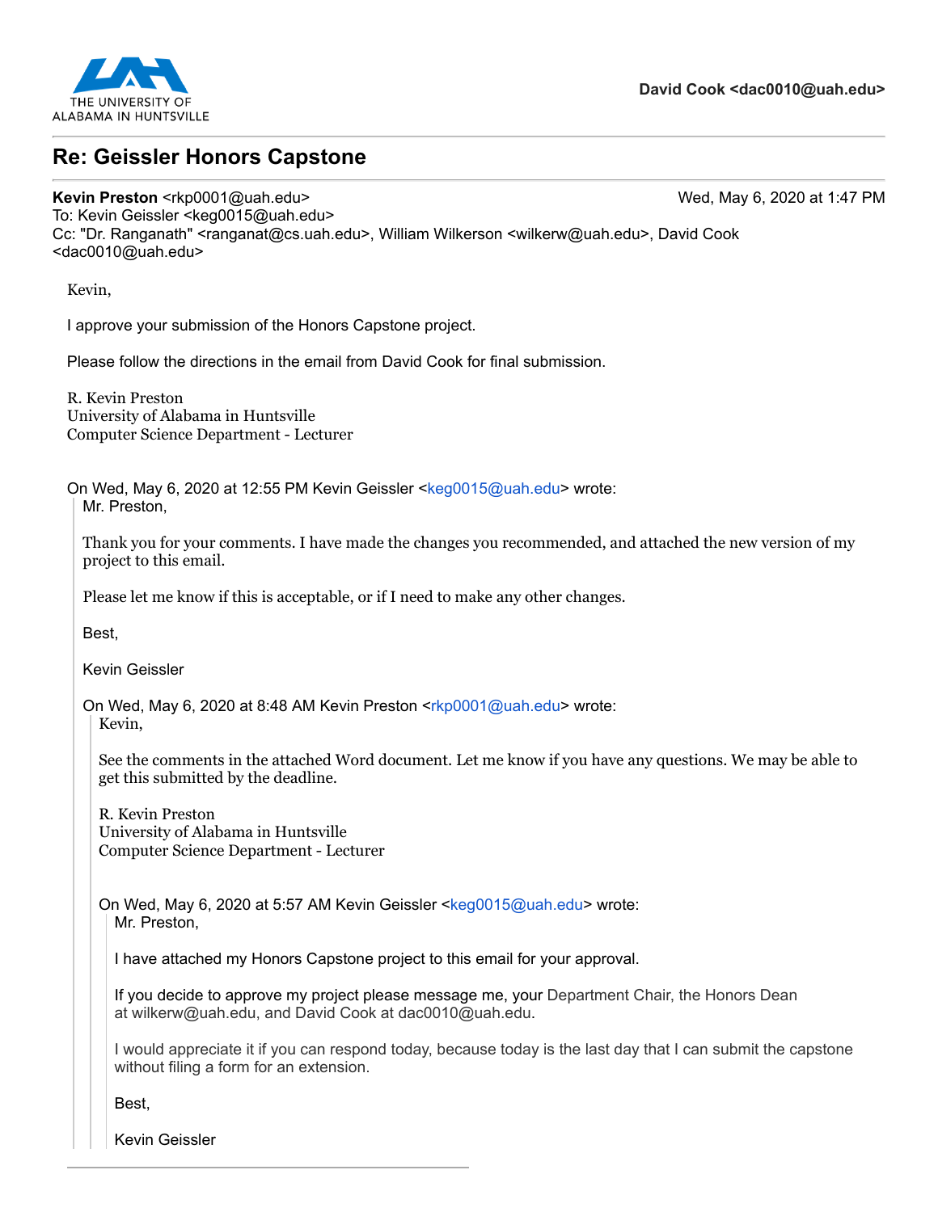THE UNIVERSITY OF ALABAMA IN HUNTSVILLE

**David Cook <dac0010@uah.edu>**

---

## Re: Geissler Honors Capstone

---

**Kevin Preston** <rkp0001@uah.edu> Wed, May 6, 2020 at 1:47 PM
To: Kevin Geissler <keg0015@uah.edu>
Cc: "Dr. Ranganath" <ranganat@cs.uah.edu>, William Wilkerson <wilkerw@uah.edu>, David Cook <dac0010@uah.edu>

Kevin,

I approve your submission of the Honors Capstone project.

Please follow the directions in the email from David Cook for final submission.

R. Kevin Preston
University of Alabama in Huntsville
Computer Science Department - Lecturer

On Wed, May 6, 2020 at 12:55 PM Kevin Geissler <keg0015@uah.edu> wrote:

> Mr. Preston,
>
> Thank you for your comments. I have made the changes you recommended, and attached the new version of my project to this email.
>
> Please let me know if this is acceptable, or if I need to make any other changes.
>
> Best,
>
> Kevin Geissler
>
> On Wed, May 6, 2020 at 8:48 AM Kevin Preston <rkp0001@uah.edu> wrote:
>
> > Kevin,
> >
> > See the comments in the attached Word document. Let me know if you have any questions. We may be able to get this submitted by the deadline.
> >
> > R. Kevin Preston
> > University of Alabama in Huntsville
> > Computer Science Department - Lecturer
> >
> > On Wed, May 6, 2020 at 5:57 AM Kevin Geissler <keg0015@uah.edu> wrote:
> >
> > > Mr. Preston,
> > >
> > > I have attached my Honors Capstone project to this email for your approval.
> > >
> > > If you decide to approve my project please message me, your Department Chair, the Honors Dean at wilkerw@uah.edu, and David Cook at dac0010@uah.edu.
> > >
> > > I would appreciate it if you can respond today, because today is the last day that I can submit the capstone without filing a form for an extension.
> > >
> > > Best,
> > >
> > > Kevin Geissler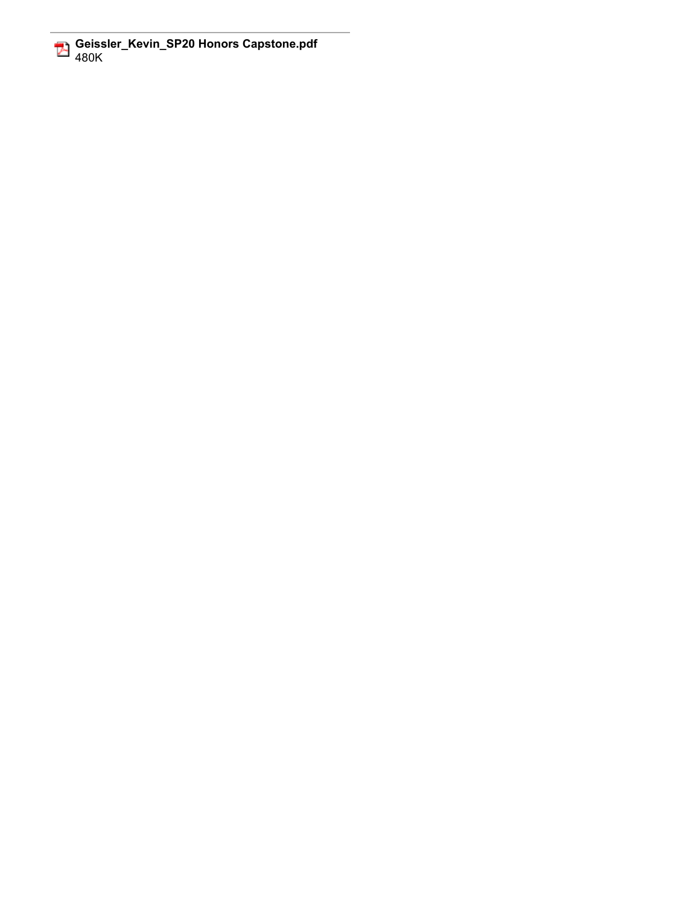**Geissler_Kevin_SP20 Honors Capstone.pdf**
480K